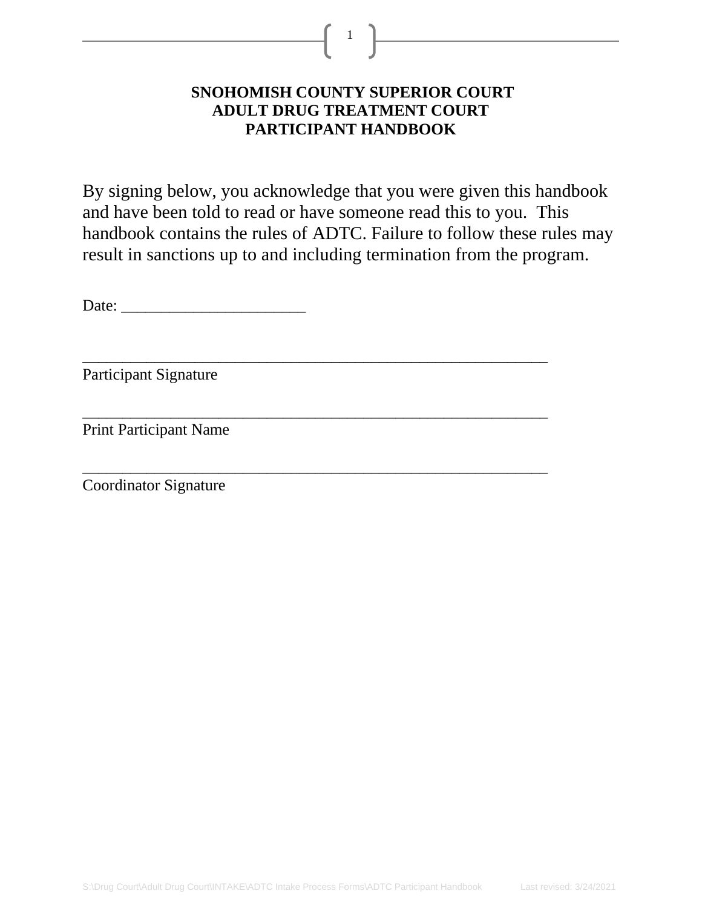# SNOHOMISH COUNTY SUPERIOR COURT ADULT DRUG TREATMENT COURT PARTICIPANT HANDBOOK

By signing below, you acknowledge that you were given this handbook and have been told to read or have someone read this to you. This handbook contains the rules of ADTC. Failure to follow these rules may result in sanctions up to and including termination from the program.

Date: ______________________

____________________________________________________________
Participant Signature

____________________________________________________________
Print Participant Name

____________________________________________________________
Coordinator Signature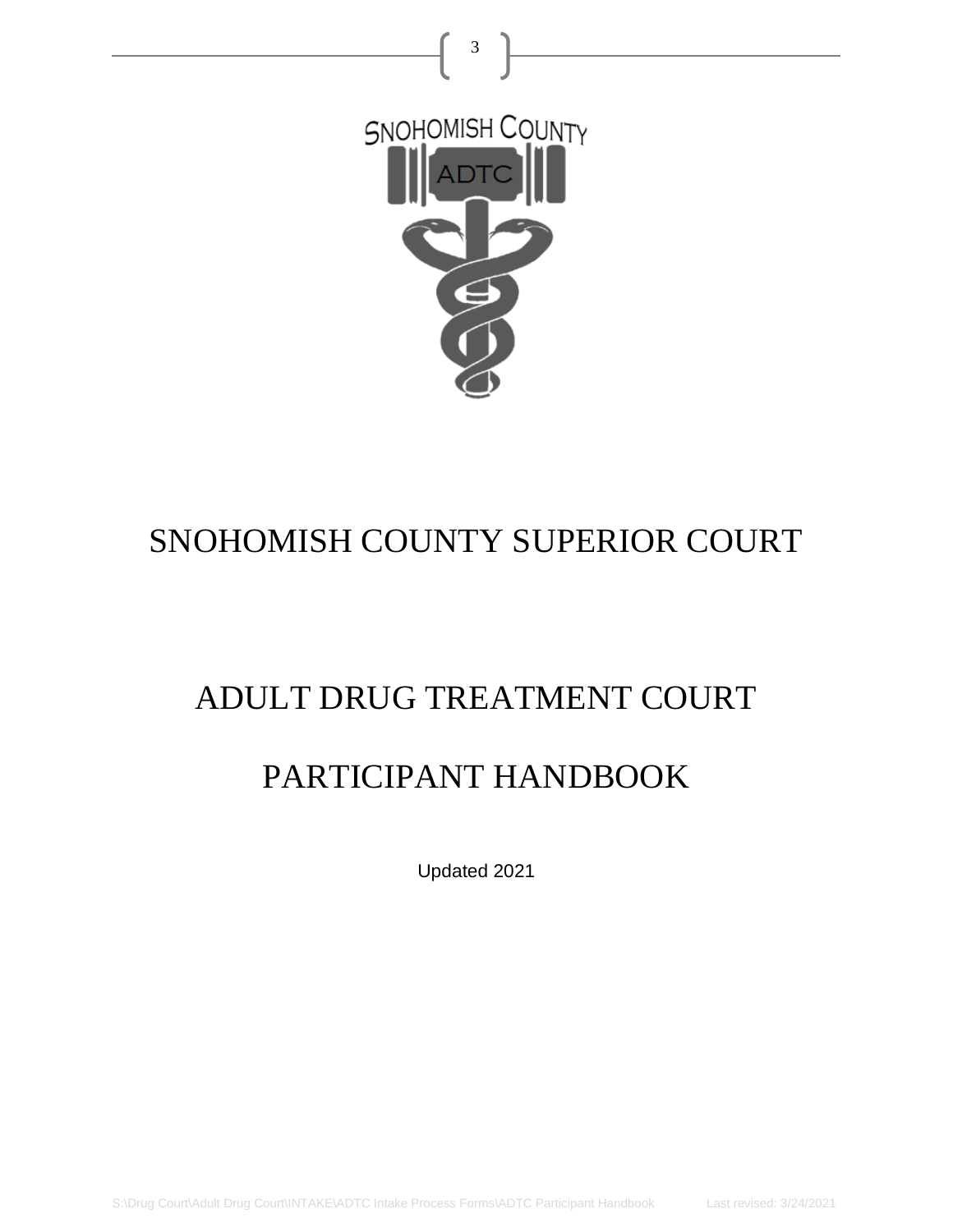SNOHOMISH COUNTY

ADTC

# SNOHOMISH COUNTY SUPERIOR COURT

# ADULT DRUG TREATMENT COURT

# PARTICIPANT HANDBOOK

Updated 2021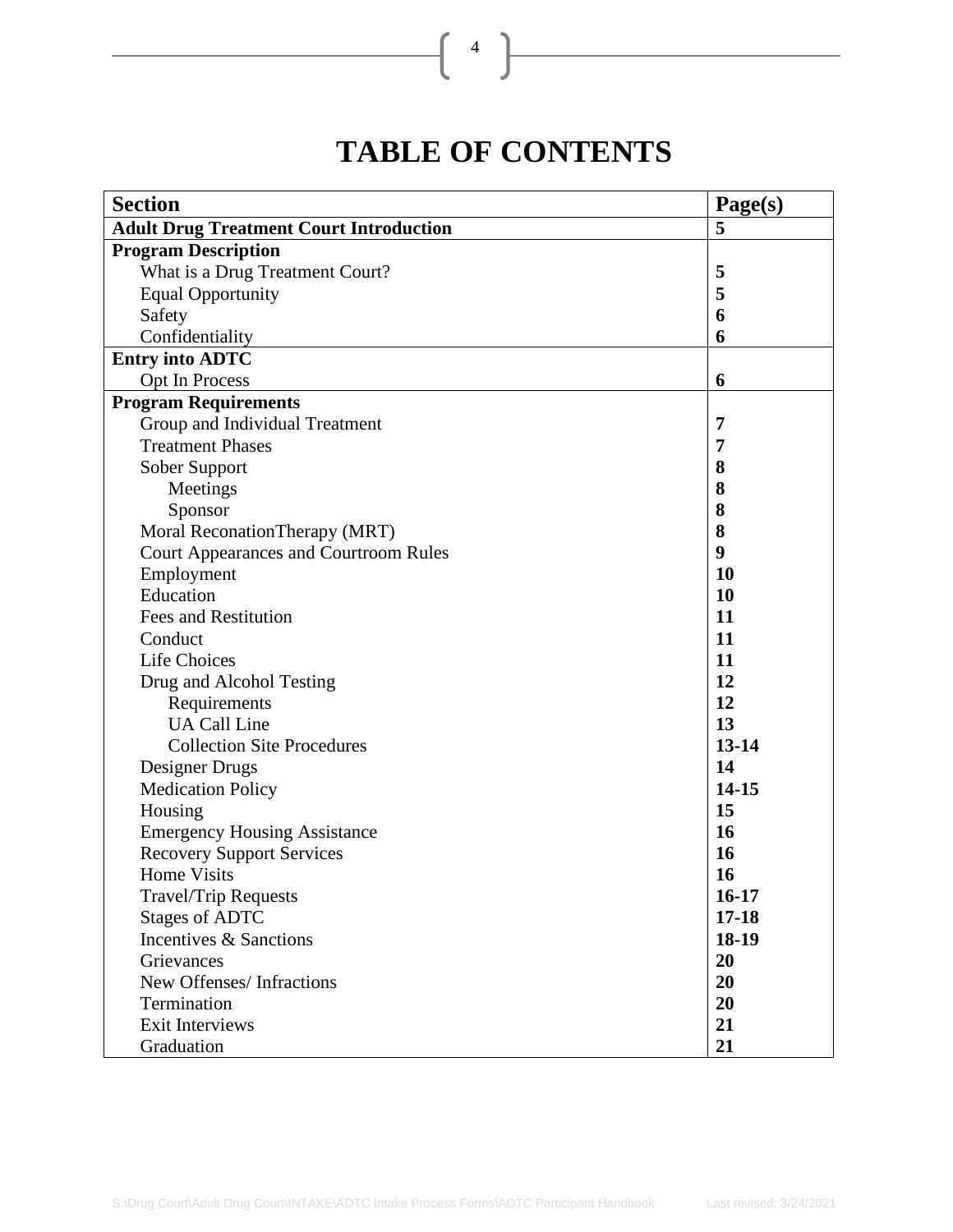# TABLE OF CONTENTS

| **Section** | **Page(s)** |
|---|---|
| **Adult Drug Treatment Court Introduction** | **5** |
| **Program Description** | |
| What is a Drug Treatment Court? | **5** |
| Equal Opportunity | **5** |
| Safety | **6** |
| Confidentiality | **6** |
| **Entry into ADTC** | |
| Opt In Process | **6** |
| **Program Requirements** | |
| Group and Individual Treatment | **7** |
| Treatment Phases | **7** |
| Sober Support | **8** |
| Meetings | **8** |
| Sponsor | **8** |
| Moral ReconationTherapy (MRT) | **8** |
| Court Appearances and Courtroom Rules | **9** |
| Employment | **10** |
| Education | **10** |
| Fees and Restitution | **11** |
| Conduct | **11** |
| Life Choices | **11** |
| Drug and Alcohol Testing | **12** |
| Requirements | **12** |
| UA Call Line | **13** |
| Collection Site Procedures | **13-14** |
| Designer Drugs | **14** |
| Medication Policy | **14-15** |
| Housing | **15** |
| Emergency Housing Assistance | **16** |
| Recovery Support Services | **16** |
| Home Visits | **16** |
| Travel/Trip Requests | **16-17** |
| Stages of ADTC | **17-18** |
| Incentives & Sanctions | **18-19** |
| Grievances | **20** |
| New Offenses/ Infractions | **20** |
| Termination | **20** |
| Exit Interviews | **21** |
| Graduation | **21** |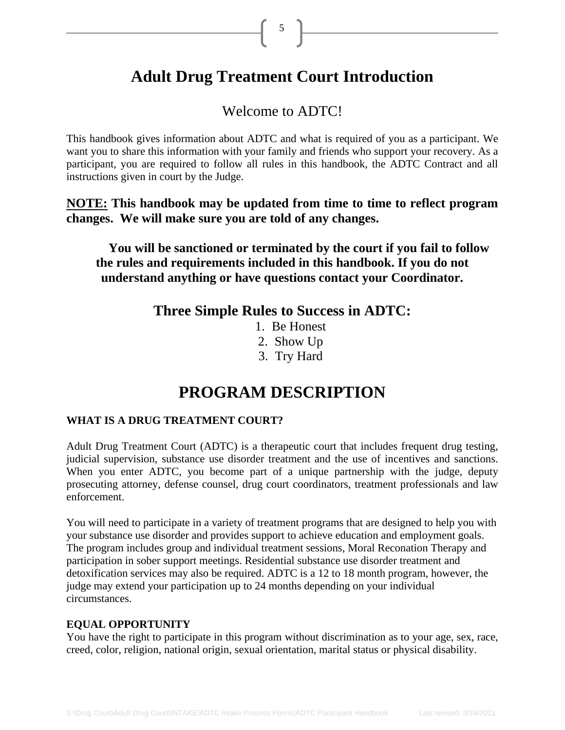# Adult Drug Treatment Court Introduction

## Welcome to ADTC!

This handbook gives information about ADTC and what is required of you as a participant. We want you to share this information with your family and friends who support your recovery. As a participant, you are required to follow all rules in this handbook, the ADTC Contract and all instructions given in court by the Judge.

**<u>NOTE:</u> This handbook may be updated from time to time to reflect program changes. We will make sure you are told of any changes.**

**You will be sanctioned or terminated by the court if you fail to follow the rules and requirements included in this handbook. If you do not understand anything or have questions contact your Coordinator.**

## Three Simple Rules to Success in ADTC:

1. Be Honest
2. Show Up
3. Try Hard

# PROGRAM DESCRIPTION

### WHAT IS A DRUG TREATMENT COURT?

Adult Drug Treatment Court (ADTC) is a therapeutic court that includes frequent drug testing, judicial supervision, substance use disorder treatment and the use of incentives and sanctions. When you enter ADTC, you become part of a unique partnership with the judge, deputy prosecuting attorney, defense counsel, drug court coordinators, treatment professionals and law enforcement.

You will need to participate in a variety of treatment programs that are designed to help you with your substance use disorder and provides support to achieve education and employment goals. The program includes group and individual treatment sessions, Moral Reconation Therapy and participation in sober support meetings. Residential substance use disorder treatment and detoxification services may also be required. ADTC is a 12 to 18 month program, however, the judge may extend your participation up to 24 months depending on your individual circumstances.

### EQUAL OPPORTUNITY

You have the right to participate in this program without discrimination as to your age, sex, race, creed, color, religion, national origin, sexual orientation, marital status or physical disability.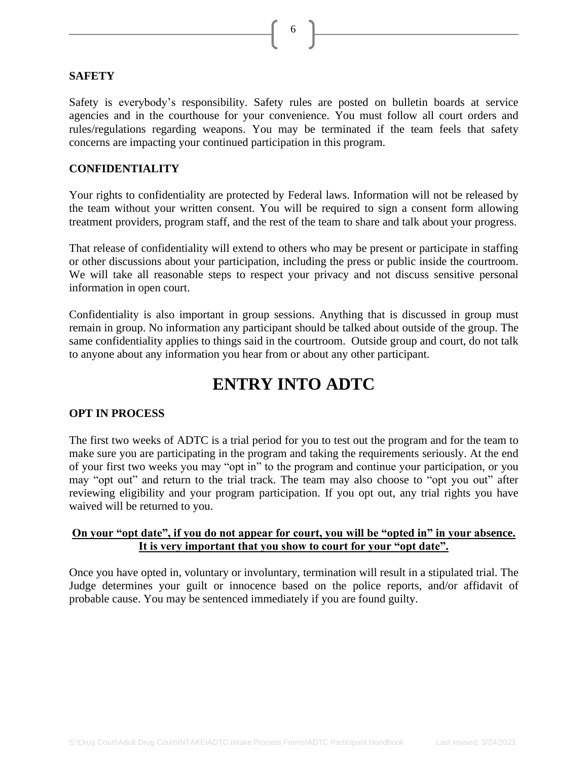### SAFETY

Safety is everybody's responsibility. Safety rules are posted on bulletin boards at service agencies and in the courthouse for your convenience. You must follow all court orders and rules/regulations regarding weapons. You may be terminated if the team feels that safety concerns are impacting your continued participation in this program.

### CONFIDENTIALITY

Your rights to confidentiality are protected by Federal laws. Information will not be released by the team without your written consent. You will be required to sign a consent form allowing treatment providers, program staff, and the rest of the team to share and talk about your progress.

That release of confidentiality will extend to others who may be present or participate in staffing or other discussions about your participation, including the press or public inside the courtroom. We will take all reasonable steps to respect your privacy and not discuss sensitive personal information in open court.

Confidentiality is also important in group sessions. Anything that is discussed in group must remain in group. No information any participant should be talked about outside of the group. The same confidentiality applies to things said in the courtroom. Outside group and court, do not talk to anyone about any information you hear from or about any other participant.

## ENTRY INTO ADTC

### OPT IN PROCESS

The first two weeks of ADTC is a trial period for you to test out the program and for the team to make sure you are participating in the program and taking the requirements seriously. At the end of your first two weeks you may "opt in" to the program and continue your participation, or you may "opt out" and return to the trial track. The team may also choose to "opt you out" after reviewing eligibility and your program participation. If you opt out, any trial rights you have waived will be returned to you.

**On your "opt date", if you do not appear for court, you will be "opted in" in your absence. It is very important that you show to court for your "opt date".**

Once you have opted in, voluntary or involuntary, termination will result in a stipulated trial. The Judge determines your guilt or innocence based on the police reports, and/or affidavit of probable cause. You may be sentenced immediately if you are found guilty.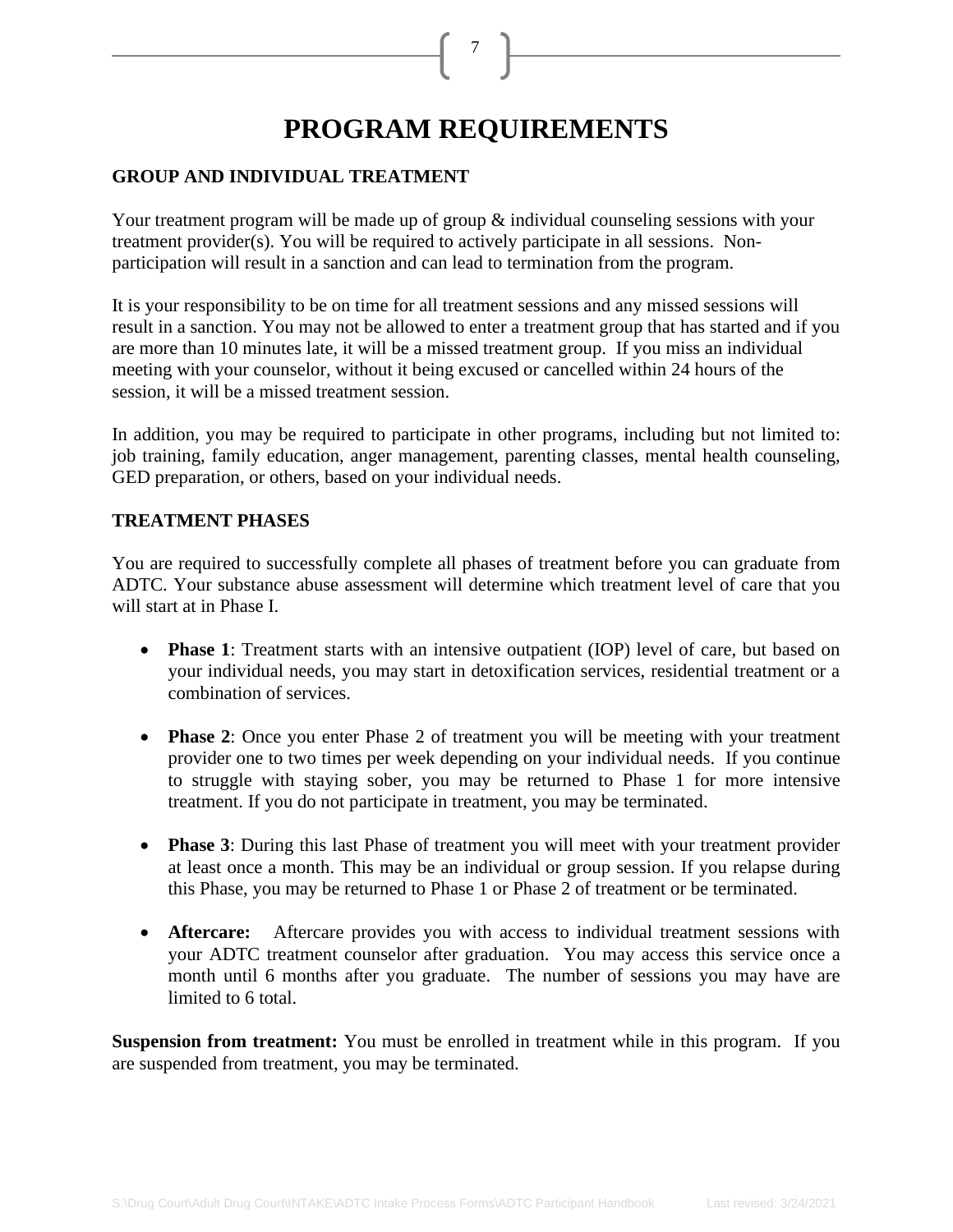# PROGRAM REQUIREMENTS

**GROUP AND INDIVIDUAL TREATMENT**

Your treatment program will be made up of group & individual counseling sessions with your treatment provider(s). You will be required to actively participate in all sessions. Non-participation will result in a sanction and can lead to termination from the program.

It is your responsibility to be on time for all treatment sessions and any missed sessions will result in a sanction. You may not be allowed to enter a treatment group that has started and if you are more than 10 minutes late, it will be a missed treatment group. If you miss an individual meeting with your counselor, without it being excused or cancelled within 24 hours of the session, it will be a missed treatment session.

In addition, you may be required to participate in other programs, including but not limited to: job training, family education, anger management, parenting classes, mental health counseling, GED preparation, or others, based on your individual needs.

**TREATMENT PHASES**

You are required to successfully complete all phases of treatment before you can graduate from ADTC. Your substance abuse assessment will determine which treatment level of care that you will start at in Phase I.

- **Phase 1**: Treatment starts with an intensive outpatient (IOP) level of care, but based on your individual needs, you may start in detoxification services, residential treatment or a combination of services.

- **Phase 2**: Once you enter Phase 2 of treatment you will be meeting with your treatment provider one to two times per week depending on your individual needs. If you continue to struggle with staying sober, you may be returned to Phase 1 for more intensive treatment. If you do not participate in treatment, you may be terminated.

- **Phase 3**: During this last Phase of treatment you will meet with your treatment provider at least once a month. This may be an individual or group session. If you relapse during this Phase, you may be returned to Phase 1 or Phase 2 of treatment or be terminated.

- **Aftercare:** Aftercare provides you with access to individual treatment sessions with your ADTC treatment counselor after graduation. You may access this service once a month until 6 months after you graduate. The number of sessions you may have are limited to 6 total.

**Suspension from treatment:** You must be enrolled in treatment while in this program. If you are suspended from treatment, you may be terminated.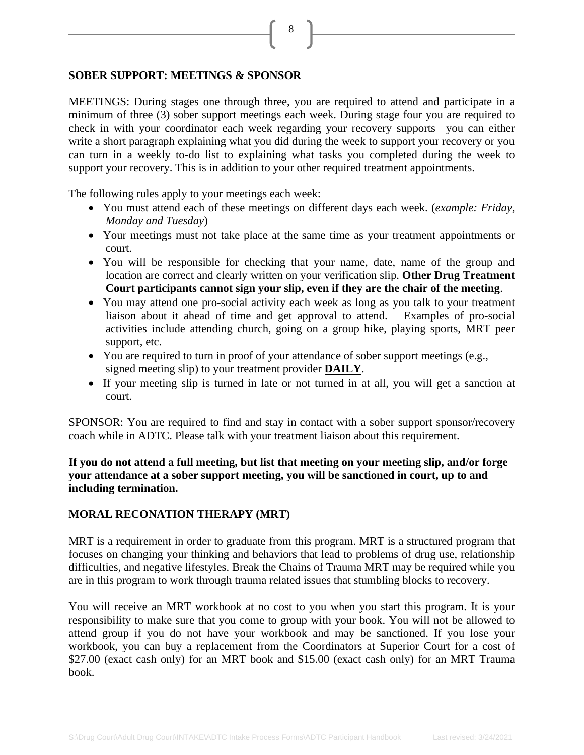## SOBER SUPPORT: MEETINGS & SPONSOR

MEETINGS: During stages one through three, you are required to attend and participate in a minimum of three (3) sober support meetings each week. During stage four you are required to check in with your coordinator each week regarding your recovery supports– you can either write a short paragraph explaining what you did during the week to support your recovery or you can turn in a weekly to-do list to explaining what tasks you completed during the week to support your recovery. This is in addition to your other required treatment appointments.

The following rules apply to your meetings each week:

- You must attend each of these meetings on different days each week. (*example: Friday, Monday and Tuesday*)
- Your meetings must not take place at the same time as your treatment appointments or court.
- You will be responsible for checking that your name, date, name of the group and location are correct and clearly written on your verification slip. **Other Drug Treatment Court participants cannot sign your slip, even if they are the chair of the meeting**.
- You may attend one pro-social activity each week as long as you talk to your treatment liaison about it ahead of time and get approval to attend. Examples of pro-social activities include attending church, going on a group hike, playing sports, MRT peer support, etc.
- You are required to turn in proof of your attendance of sober support meetings (e.g., signed meeting slip) to your treatment provider **DAILY**.
- If your meeting slip is turned in late or not turned in at all, you will get a sanction at court.

SPONSOR: You are required to find and stay in contact with a sober support sponsor/recovery coach while in ADTC. Please talk with your treatment liaison about this requirement.

**If you do not attend a full meeting, but list that meeting on your meeting slip, and/or forge your attendance at a sober support meeting, you will be sanctioned in court, up to and including termination.**

## MORAL RECONATION THERAPY (MRT)

MRT is a requirement in order to graduate from this program. MRT is a structured program that focuses on changing your thinking and behaviors that lead to problems of drug use, relationship difficulties, and negative lifestyles. Break the Chains of Trauma MRT may be required while you are in this program to work through trauma related issues that stumbling blocks to recovery.

You will receive an MRT workbook at no cost to you when you start this program. It is your responsibility to make sure that you come to group with your book. You will not be allowed to attend group if you do not have your workbook and may be sanctioned. If you lose your workbook, you can buy a replacement from the Coordinators at Superior Court for a cost of $27.00 (exact cash only) for an MRT book and $15.00 (exact cash only) for an MRT Trauma book.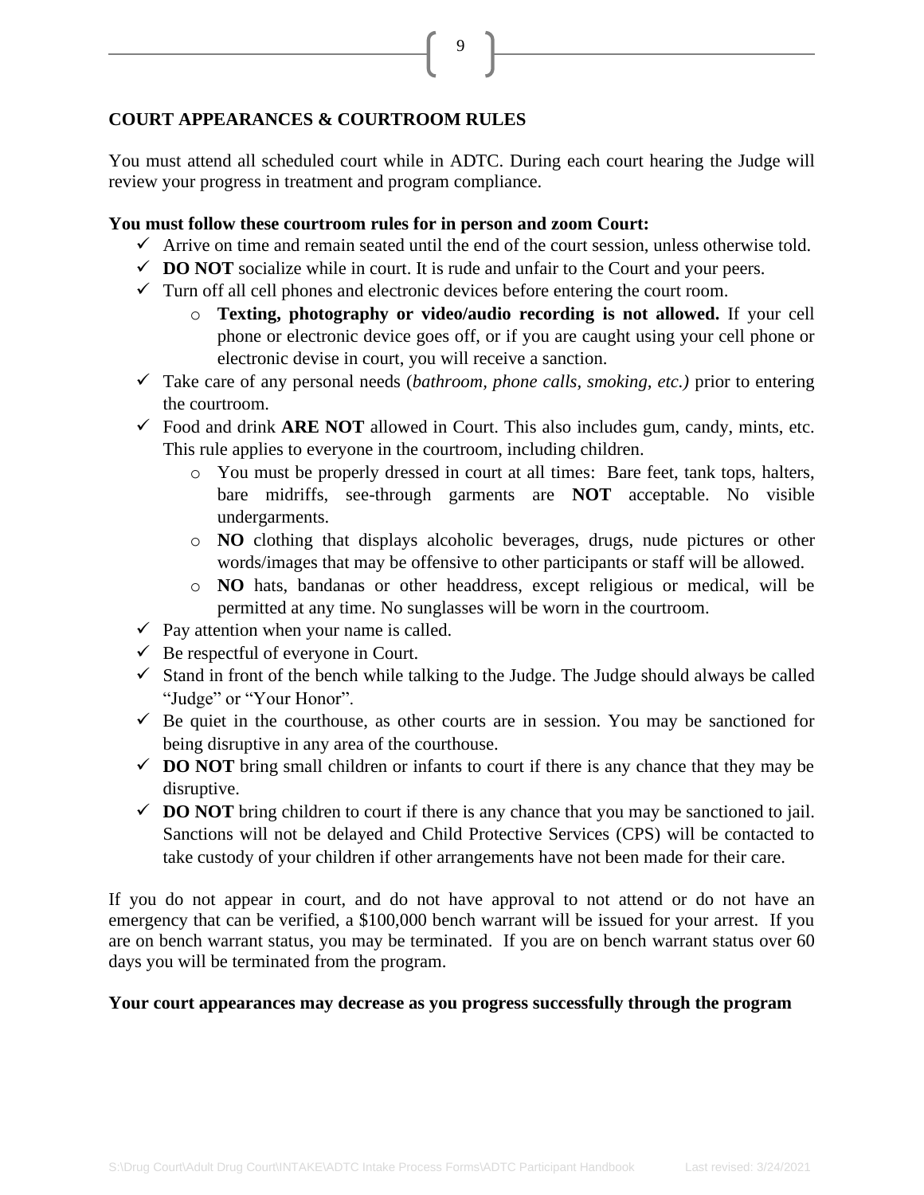## COURT APPEARANCES & COURTROOM RULES

You must attend all scheduled court while in ADTC. During each court hearing the Judge will review your progress in treatment and program compliance.

**You must follow these courtroom rules for in person and zoom Court:**

- ✓ Arrive on time and remain seated until the end of the court session, unless otherwise told.
- ✓ **DO NOT** socialize while in court. It is rude and unfair to the Court and your peers.
- ✓ Turn off all cell phones and electronic devices before entering the court room.
  - **Texting, photography or video/audio recording is not allowed.** If your cell phone or electronic device goes off, or if you are caught using your cell phone or electronic devise in court, you will receive a sanction.
- ✓ Take care of any personal needs (*bathroom, phone calls, smoking, etc.)* prior to entering the courtroom.
- ✓ Food and drink **ARE NOT** allowed in Court. This also includes gum, candy, mints, etc. This rule applies to everyone in the courtroom, including children.
  - You must be properly dressed in court at all times: Bare feet, tank tops, halters, bare midriffs, see-through garments are **NOT** acceptable. No visible undergarments.
  - **NO** clothing that displays alcoholic beverages, drugs, nude pictures or other words/images that may be offensive to other participants or staff will be allowed.
  - **NO** hats, bandanas or other headdress, except religious or medical, will be permitted at any time. No sunglasses will be worn in the courtroom.
- ✓ Pay attention when your name is called.
- ✓ Be respectful of everyone in Court.
- ✓ Stand in front of the bench while talking to the Judge. The Judge should always be called "Judge" or "Your Honor".
- ✓ Be quiet in the courthouse, as other courts are in session. You may be sanctioned for being disruptive in any area of the courthouse.
- ✓ **DO NOT** bring small children or infants to court if there is any chance that they may be disruptive.
- ✓ **DO NOT** bring children to court if there is any chance that you may be sanctioned to jail. Sanctions will not be delayed and Child Protective Services (CPS) will be contacted to take custody of your children if other arrangements have not been made for their care.

If you do not appear in court, and do not have approval to not attend or do not have an emergency that can be verified, a $100,000 bench warrant will be issued for your arrest. If you are on bench warrant status, you may be terminated. If you are on bench warrant status over 60 days you will be terminated from the program.

**Your court appearances may decrease as you progress successfully through the program**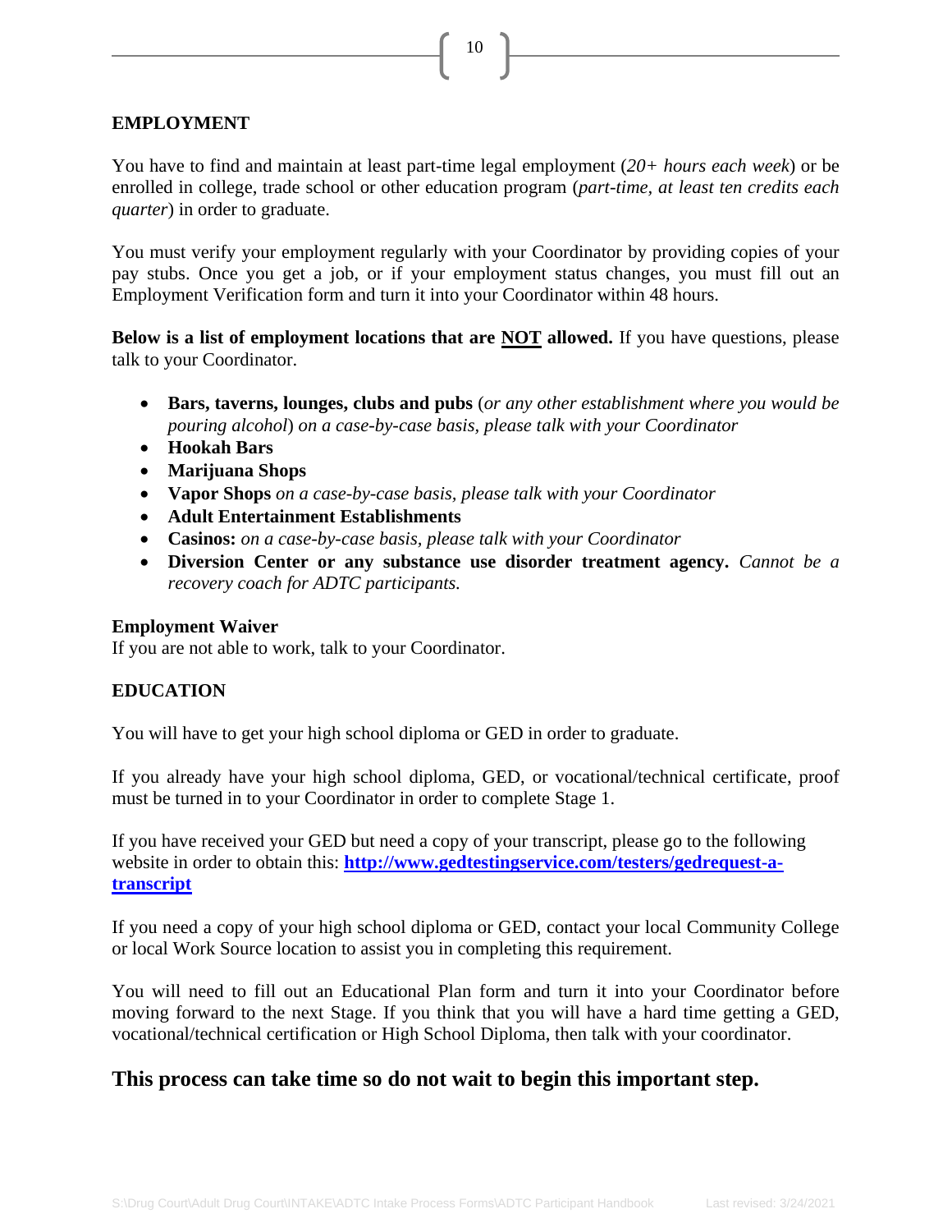## EMPLOYMENT

You have to find and maintain at least part-time legal employment (*20+ hours each week*) or be enrolled in college, trade school or other education program (*part-time, at least ten credits each quarter*) in order to graduate.

You must verify your employment regularly with your Coordinator by providing copies of your pay stubs. Once you get a job, or if your employment status changes, you must fill out an Employment Verification form and turn it into your Coordinator within 48 hours.

**Below is a list of employment locations that are <u>NOT</u> allowed.** If you have questions, please talk to your Coordinator.

- **Bars, taverns, lounges, clubs and pubs** (*or any other establishment where you would be pouring alcohol*) *on a case-by-case basis, please talk with your Coordinator*
- **Hookah Bars**
- **Marijuana Shops**
- **Vapor Shops** *on a case-by-case basis, please talk with your Coordinator*
- **Adult Entertainment Establishments**
- **Casinos:** *on a case-by-case basis, please talk with your Coordinator*
- **Diversion Center or any substance use disorder treatment agency.** *Cannot be a recovery coach for ADTC participants.*

**Employment Waiver**
If you are not able to work, talk to your Coordinator.

## EDUCATION

You will have to get your high school diploma or GED in order to graduate.

If you already have your high school diploma, GED, or vocational/technical certificate, proof must be turned in to your Coordinator in order to complete Stage 1.

If you have received your GED but need a copy of your transcript, please go to the following website in order to obtain this: **[http://www.gedtestingservice.com/testers/gedrequest-a-transcript](http://www.gedtestingservice.com/testers/gedrequest-a-transcript)**

If you need a copy of your high school diploma or GED, contact your local Community College or local Work Source location to assist you in completing this requirement.

You will need to fill out an Educational Plan form and turn it into your Coordinator before moving forward to the next Stage. If you think that you will have a hard time getting a GED, vocational/technical certification or High School Diploma, then talk with your coordinator.

### This process can take time so do not wait to begin this important step.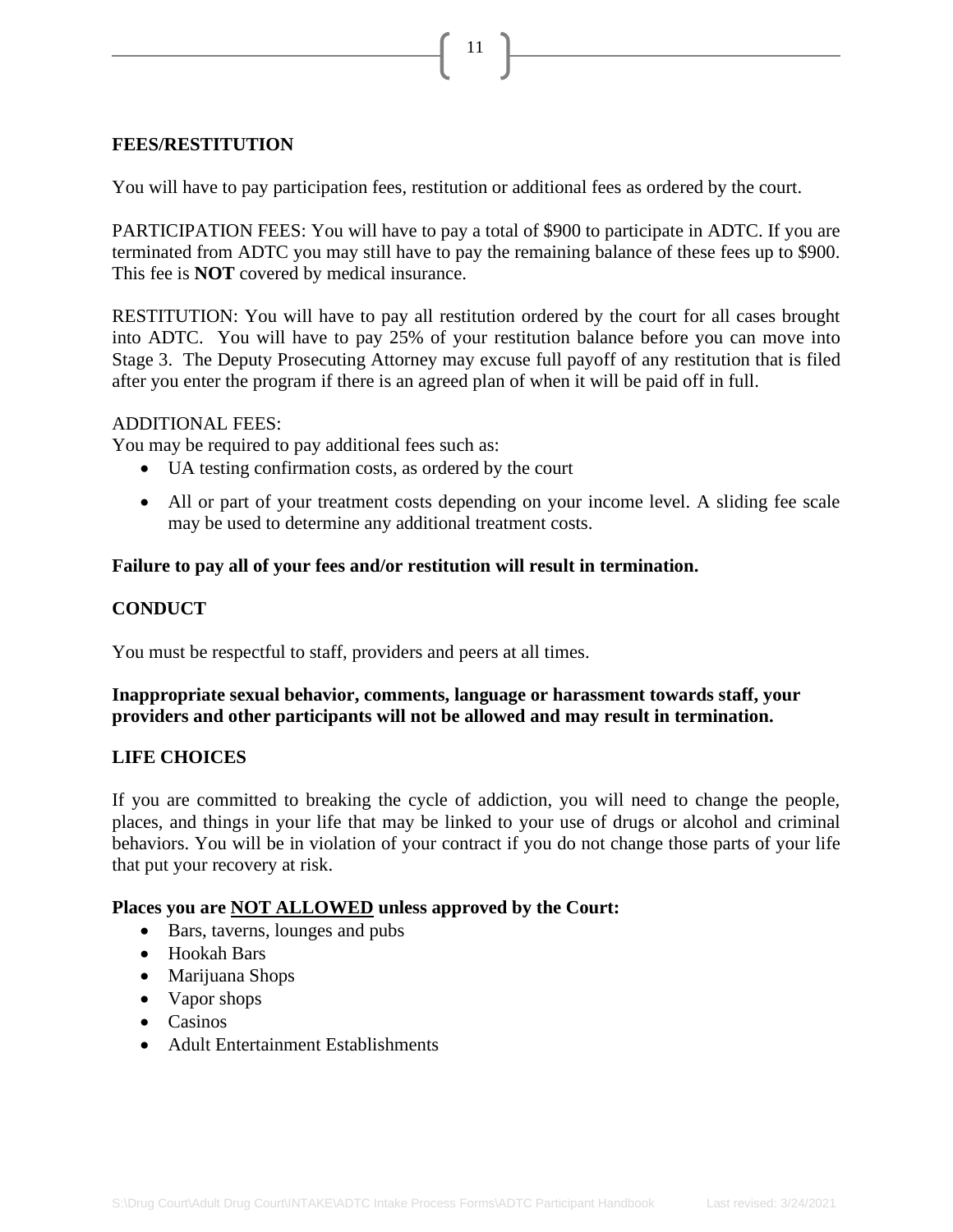## FEES/RESTITUTION

You will have to pay participation fees, restitution or additional fees as ordered by the court.

PARTICIPATION FEES: You will have to pay a total of $900 to participate in ADTC. If you are terminated from ADTC you may still have to pay the remaining balance of these fees up to $900. This fee is **NOT** covered by medical insurance.

RESTITUTION: You will have to pay all restitution ordered by the court for all cases brought into ADTC. You will have to pay 25% of your restitution balance before you can move into Stage 3. The Deputy Prosecuting Attorney may excuse full payoff of any restitution that is filed after you enter the program if there is an agreed plan of when it will be paid off in full.

ADDITIONAL FEES:
You may be required to pay additional fees such as:

- UA testing confirmation costs, as ordered by the court
- All or part of your treatment costs depending on your income level. A sliding fee scale may be used to determine any additional treatment costs.

**Failure to pay all of your fees and/or restitution will result in termination.**

## CONDUCT

You must be respectful to staff, providers and peers at all times.

**Inappropriate sexual behavior, comments, language or harassment towards staff, your providers and other participants will not be allowed and may result in termination.**

## LIFE CHOICES

If you are committed to breaking the cycle of addiction, you will need to change the people, places, and things in your life that may be linked to your use of drugs or alcohol and criminal behaviors. You will be in violation of your contract if you do not change those parts of your life that put your recovery at risk.

**Places you are <u>NOT ALLOWED</u> unless approved by the Court:**

- Bars, taverns, lounges and pubs
- Hookah Bars
- Marijuana Shops
- Vapor shops
- Casinos
- Adult Entertainment Establishments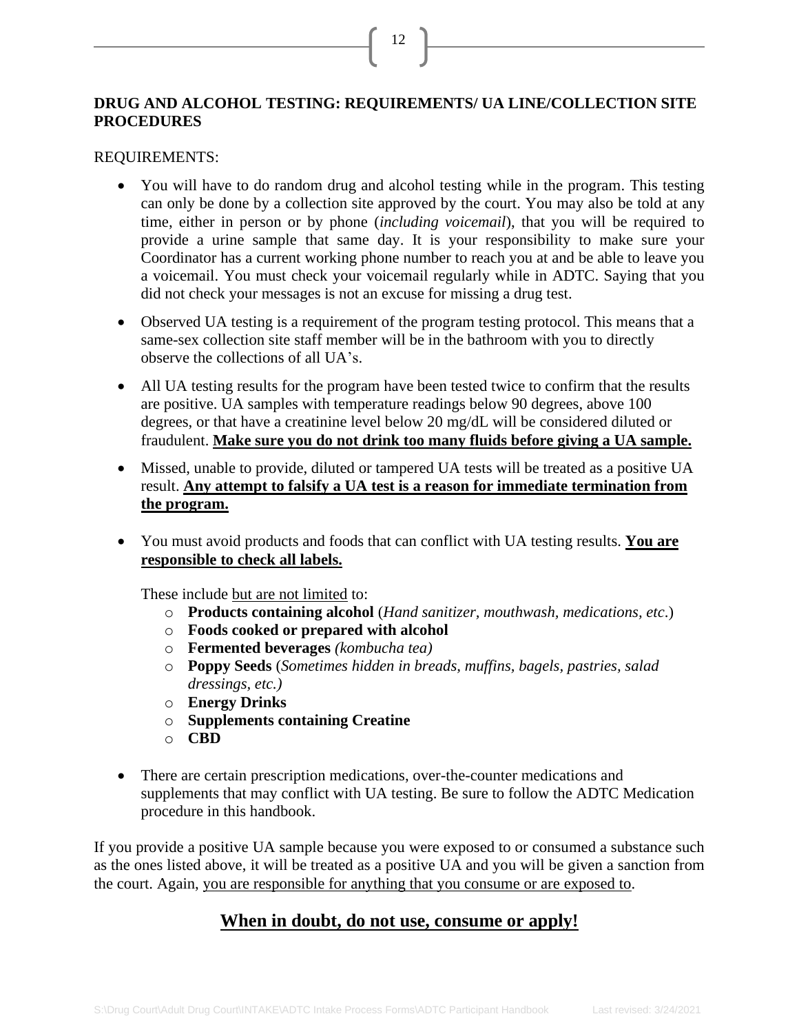## DRUG AND ALCOHOL TESTING: REQUIREMENTS/ UA LINE/COLLECTION SITE PROCEDURES

REQUIREMENTS:

- You will have to do random drug and alcohol testing while in the program. This testing can only be done by a collection site approved by the court. You may also be told at any time, either in person or by phone (*including voicemail*), that you will be required to provide a urine sample that same day. It is your responsibility to make sure your Coordinator has a current working phone number to reach you at and be able to leave you a voicemail. You must check your voicemail regularly while in ADTC. Saying that you did not check your messages is not an excuse for missing a drug test.

- Observed UA testing is a requirement of the program testing protocol. This means that a same-sex collection site staff member will be in the bathroom with you to directly observe the collections of all UA's.

- All UA testing results for the program have been tested twice to confirm that the results are positive. UA samples with temperature readings below 90 degrees, above 100 degrees, or that have a creatinine level below 20 mg/dL will be considered diluted or fraudulent. <u>**Make sure you do not drink too many fluids before giving a UA sample.**</u>

- Missed, unable to provide, diluted or tampered UA tests will be treated as a positive UA result. <u>**Any attempt to falsify a UA test is a reason for immediate termination from the program.**</u>

- You must avoid products and foods that can conflict with UA testing results. <u>**You are responsible to check all labels.**</u>

  These include <u>but are not limited</u> to:
  - **Products containing alcohol** (*Hand sanitizer, mouthwash, medications, etc*.)
  - **Foods cooked or prepared with alcohol**
  - **Fermented beverages** *(kombucha tea)*
  - **Poppy Seeds** (*Sometimes hidden in breads, muffins, bagels, pastries, salad dressings, etc.)*
  - **Energy Drinks**
  - **Supplements containing Creatine**
  - **CBD**

- There are certain prescription medications, over-the-counter medications and supplements that may conflict with UA testing. Be sure to follow the ADTC Medication procedure in this handbook.

If you provide a positive UA sample because you were exposed to or consumed a substance such as the ones listed above, it will be treated as a positive UA and you will be given a sanction from the court. Again, <u>you are responsible for anything that you consume or are exposed to</u>.

## <u>When in doubt, do not use, consume or apply!</u>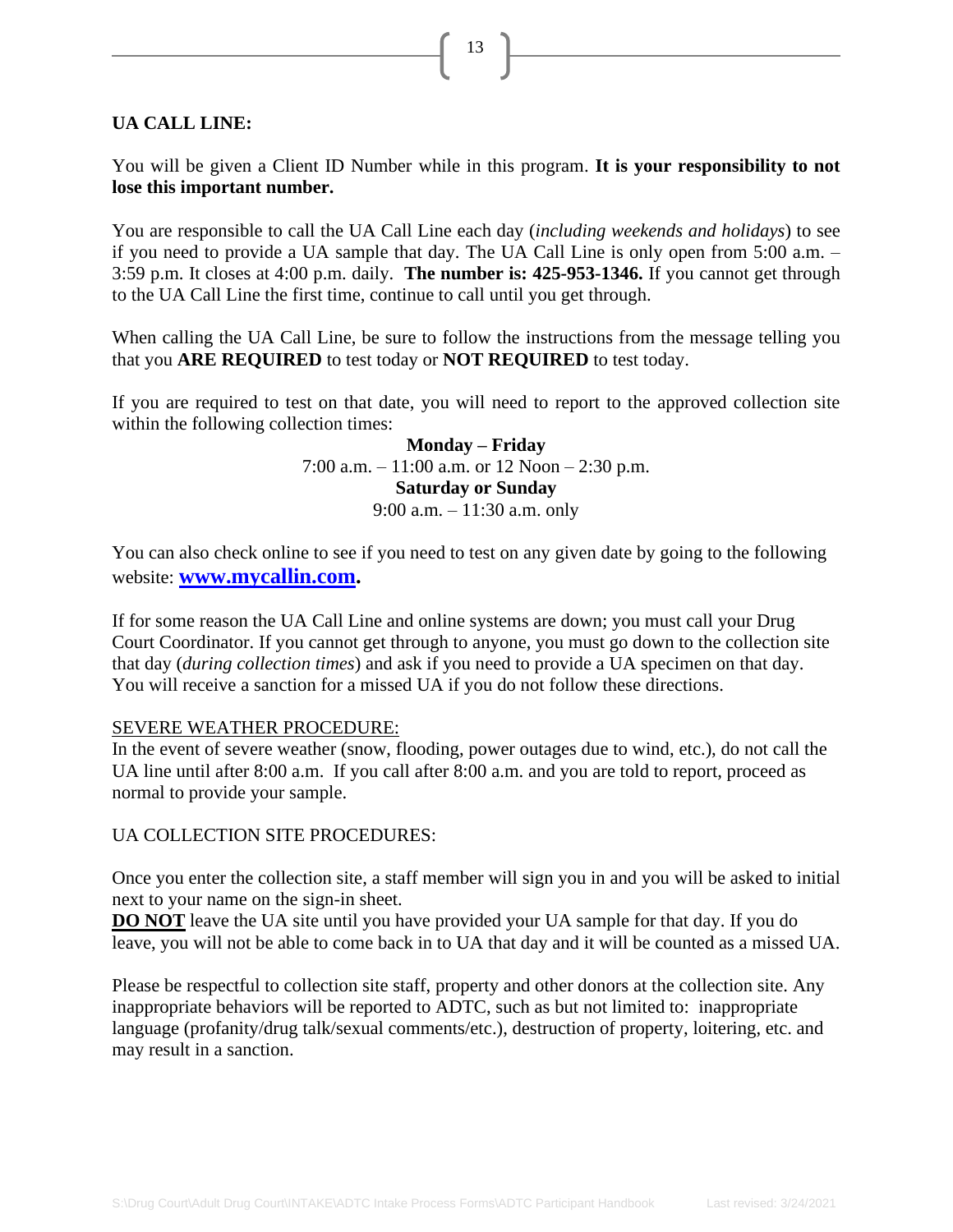**UA CALL LINE:**

You will be given a Client ID Number while in this program. **It is your responsibility to not lose this important number.**

You are responsible to call the UA Call Line each day (*including weekends and holidays*) to see if you need to provide a UA sample that day. The UA Call Line is only open from 5:00 a.m. – 3:59 p.m. It closes at 4:00 p.m. daily. **The number is: 425-953-1346.** If you cannot get through to the UA Call Line the first time, continue to call until you get through.

When calling the UA Call Line, be sure to follow the instructions from the message telling you that you **ARE REQUIRED** to test today or **NOT REQUIRED** to test today.

If you are required to test on that date, you will need to report to the approved collection site within the following collection times:

**Monday – Friday**
7:00 a.m. – 11:00 a.m. or 12 Noon – 2:30 p.m.
**Saturday or Sunday**
9:00 a.m. – 11:30 a.m. only

You can also check online to see if you need to test on any given date by going to the following website: **www.mycallin.com.**

If for some reason the UA Call Line and online systems are down; you must call your Drug Court Coordinator. If you cannot get through to anyone, you must go down to the collection site that day (*during collection times*) and ask if you need to provide a UA specimen on that day. You will receive a sanction for a missed UA if you do not follow these directions.

SEVERE WEATHER PROCEDURE:

In the event of severe weather (snow, flooding, power outages due to wind, etc.), do not call the UA line until after 8:00 a.m. If you call after 8:00 a.m. and you are told to report, proceed as normal to provide your sample.

UA COLLECTION SITE PROCEDURES:

Once you enter the collection site, a staff member will sign you in and you will be asked to initial next to your name on the sign-in sheet.

**DO NOT** leave the UA site until you have provided your UA sample for that day. If you do leave, you will not be able to come back in to UA that day and it will be counted as a missed UA.

Please be respectful to collection site staff, property and other donors at the collection site. Any inappropriate behaviors will be reported to ADTC, such as but not limited to: inappropriate language (profanity/drug talk/sexual comments/etc.), destruction of property, loitering, etc. and may result in a sanction.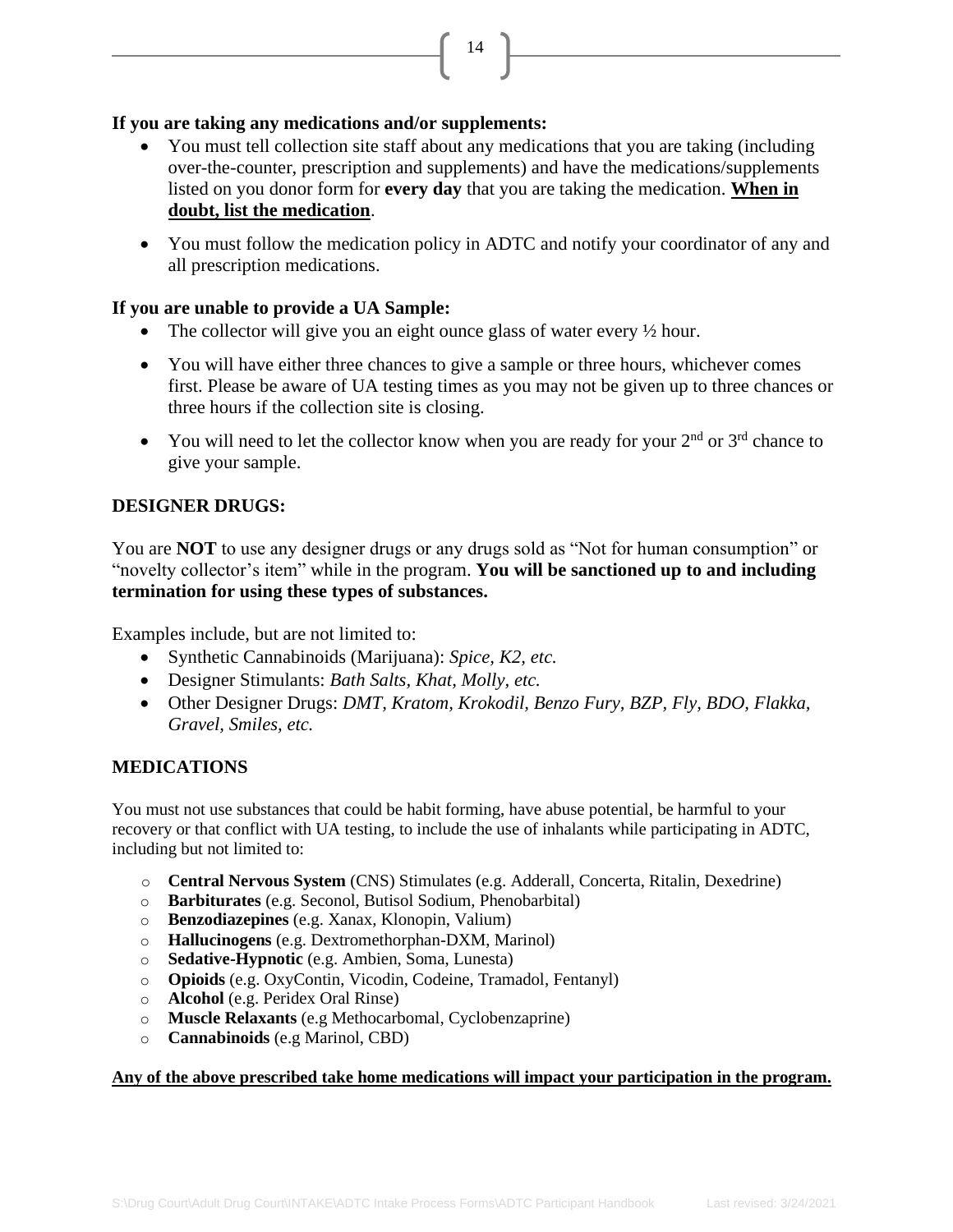**If you are taking any medications and/or supplements:**

- You must tell collection site staff about any medications that you are taking (including over-the-counter, prescription and supplements) and have the medications/supplements listed on you donor form for **every day** that you are taking the medication. **<u>When in doubt, list the medication</u>**.
- You must follow the medication policy in ADTC and notify your coordinator of any and all prescription medications.

**If you are unable to provide a UA Sample:**

- The collector will give you an eight ounce glass of water every ½ hour.
- You will have either three chances to give a sample or three hours, whichever comes first. Please be aware of UA testing times as you may not be given up to three chances or three hours if the collection site is closing.
- You will need to let the collector know when you are ready for your 2nd or 3rd chance to give your sample.

**DESIGNER DRUGS:**

You are **NOT** to use any designer drugs or any drugs sold as "Not for human consumption" or "novelty collector's item" while in the program. **You will be sanctioned up to and including termination for using these types of substances.**

Examples include, but are not limited to:

- Synthetic Cannabinoids (Marijuana): *Spice, K2, etc.*
- Designer Stimulants: *Bath Salts, Khat, Molly, etc.*
- Other Designer Drugs: *DMT, Kratom, Krokodil, Benzo Fury, BZP, Fly, BDO, Flakka, Gravel, Smiles, etc.*

**MEDICATIONS**

You must not use substances that could be habit forming, have abuse potential, be harmful to your recovery or that conflict with UA testing, to include the use of inhalants while participating in ADTC, including but not limited to:

- **Central Nervous System** (CNS) Stimulates (e.g. Adderall, Concerta, Ritalin, Dexedrine)
- **Barbiturates** (e.g. Seconol, Butisol Sodium, Phenobarbital)
- **Benzodiazepines** (e.g. Xanax, Klonopin, Valium)
- **Hallucinogens** (e.g. Dextromethorphan-DXM, Marinol)
- **Sedative-Hypnotic** (e.g. Ambien, Soma, Lunesta)
- **Opioids** (e.g. OxyContin, Vicodin, Codeine, Tramadol, Fentanyl)
- **Alcohol** (e.g. Peridex Oral Rinse)
- **Muscle Relaxants** (e.g Methocarbomal, Cyclobenzaprine)
- **Cannabinoids** (e.g Marinol, CBD)

**<u>Any of the above prescribed take home medications will impact your participation in the program.</u>**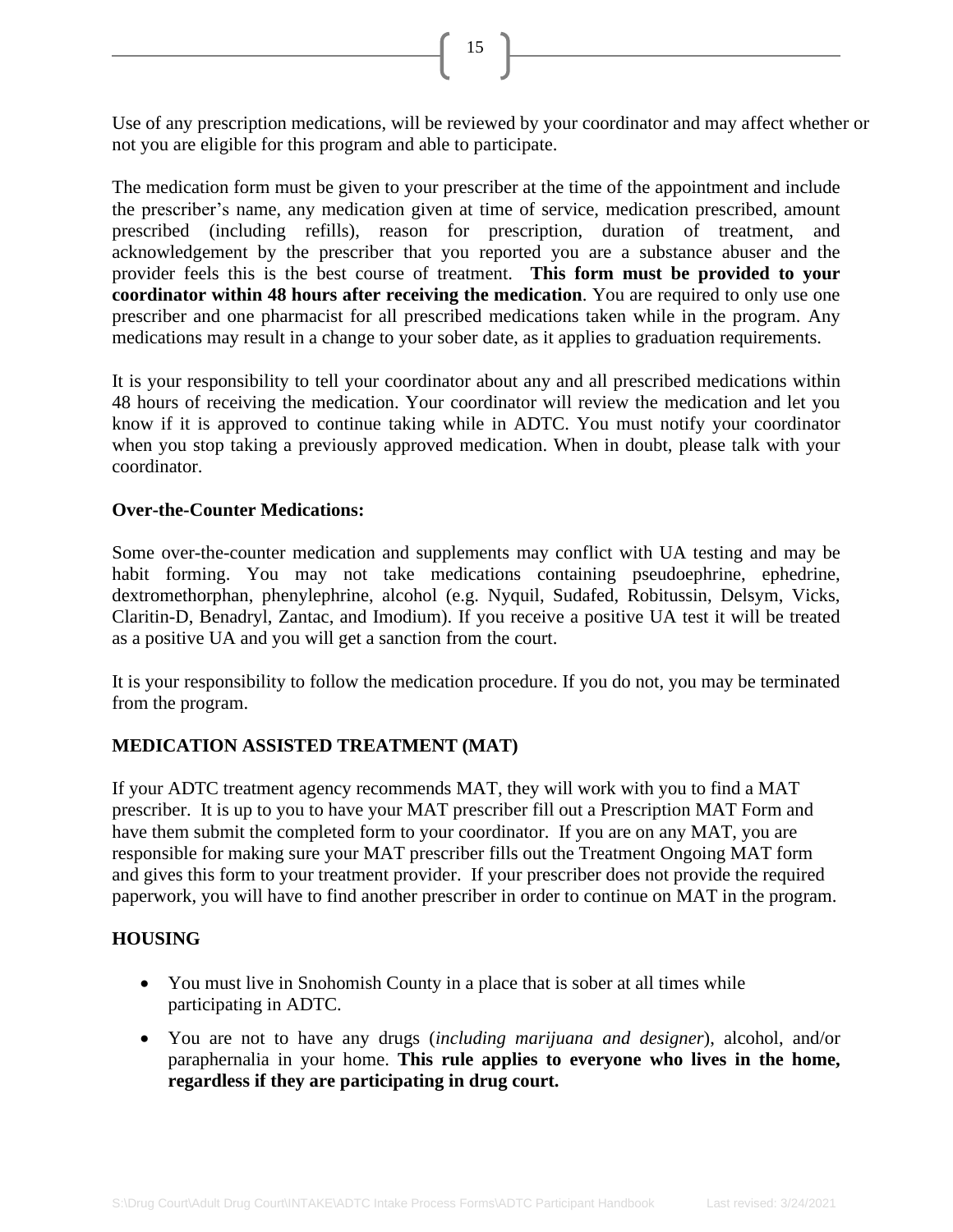Use of any prescription medications, will be reviewed by your coordinator and may affect whether or not you are eligible for this program and able to participate.

The medication form must be given to your prescriber at the time of the appointment and include the prescriber's name, any medication given at time of service, medication prescribed, amount prescribed (including refills), reason for prescription, duration of treatment, and acknowledgement by the prescriber that you reported you are a substance abuser and the provider feels this is the best course of treatment. **This form must be provided to your coordinator within 48 hours after receiving the medication**. You are required to only use one prescriber and one pharmacist for all prescribed medications taken while in the program. Any medications may result in a change to your sober date, as it applies to graduation requirements.

It is your responsibility to tell your coordinator about any and all prescribed medications within 48 hours of receiving the medication. Your coordinator will review the medication and let you know if it is approved to continue taking while in ADTC. You must notify your coordinator when you stop taking a previously approved medication. When in doubt, please talk with your coordinator.

**Over-the-Counter Medications:**

Some over-the-counter medication and supplements may conflict with UA testing and may be habit forming. You may not take medications containing pseudoephrine, ephedrine, dextromethorphan, phenylephrine, alcohol (e.g. Nyquil, Sudafed, Robitussin, Delsym, Vicks, Claritin-D, Benadryl, Zantac, and Imodium). If you receive a positive UA test it will be treated as a positive UA and you will get a sanction from the court.

It is your responsibility to follow the medication procedure. If you do not, you may be terminated from the program.

## MEDICATION ASSISTED TREATMENT (MAT)

If your ADTC treatment agency recommends MAT, they will work with you to find a MAT prescriber. It is up to you to have your MAT prescriber fill out a Prescription MAT Form and have them submit the completed form to your coordinator. If you are on any MAT, you are responsible for making sure your MAT prescriber fills out the Treatment Ongoing MAT form and gives this form to your treatment provider. If your prescriber does not provide the required paperwork, you will have to find another prescriber in order to continue on MAT in the program.

## HOUSING

- You must live in Snohomish County in a place that is sober at all times while participating in ADTC.
- You are not to have any drugs (*including marijuana and designer*), alcohol, and/or paraphernalia in your home. **This rule applies to everyone who lives in the home, regardless if they are participating in drug court.**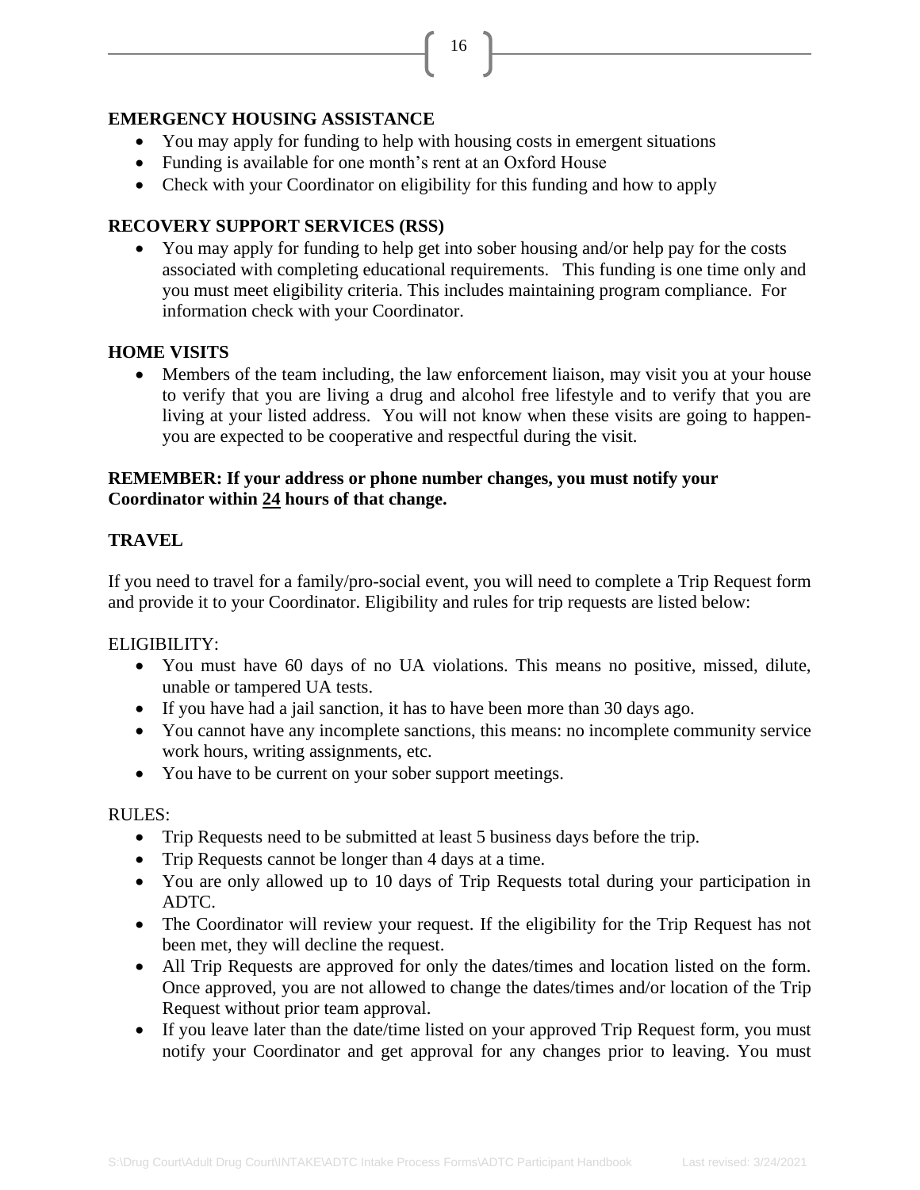## EMERGENCY HOUSING ASSISTANCE

- You may apply for funding to help with housing costs in emergent situations
- Funding is available for one month's rent at an Oxford House
- Check with your Coordinator on eligibility for this funding and how to apply

## RECOVERY SUPPORT SERVICES (RSS)

- You may apply for funding to help get into sober housing and/or help pay for the costs associated with completing educational requirements. This funding is one time only and you must meet eligibility criteria. This includes maintaining program compliance. For information check with your Coordinator.

## HOME VISITS

- Members of the team including, the law enforcement liaison, may visit you at your house to verify that you are living a drug and alcohol free lifestyle and to verify that you are living at your listed address. You will not know when these visits are going to happen- you are expected to be cooperative and respectful during the visit.

**REMEMBER: If your address or phone number changes, you must notify your Coordinator within <u>24</u> hours of that change.**

## TRAVEL

If you need to travel for a family/pro-social event, you will need to complete a Trip Request form and provide it to your Coordinator. Eligibility and rules for trip requests are listed below:

ELIGIBILITY:

- You must have 60 days of no UA violations. This means no positive, missed, dilute, unable or tampered UA tests.
- If you have had a jail sanction, it has to have been more than 30 days ago.
- You cannot have any incomplete sanctions, this means: no incomplete community service work hours, writing assignments, etc.
- You have to be current on your sober support meetings.

RULES:

- Trip Requests need to be submitted at least 5 business days before the trip.
- Trip Requests cannot be longer than 4 days at a time.
- You are only allowed up to 10 days of Trip Requests total during your participation in ADTC.
- The Coordinator will review your request. If the eligibility for the Trip Request has not been met, they will decline the request.
- All Trip Requests are approved for only the dates/times and location listed on the form. Once approved, you are not allowed to change the dates/times and/or location of the Trip Request without prior team approval.
- If you leave later than the date/time listed on your approved Trip Request form, you must notify your Coordinator and get approval for any changes prior to leaving. You must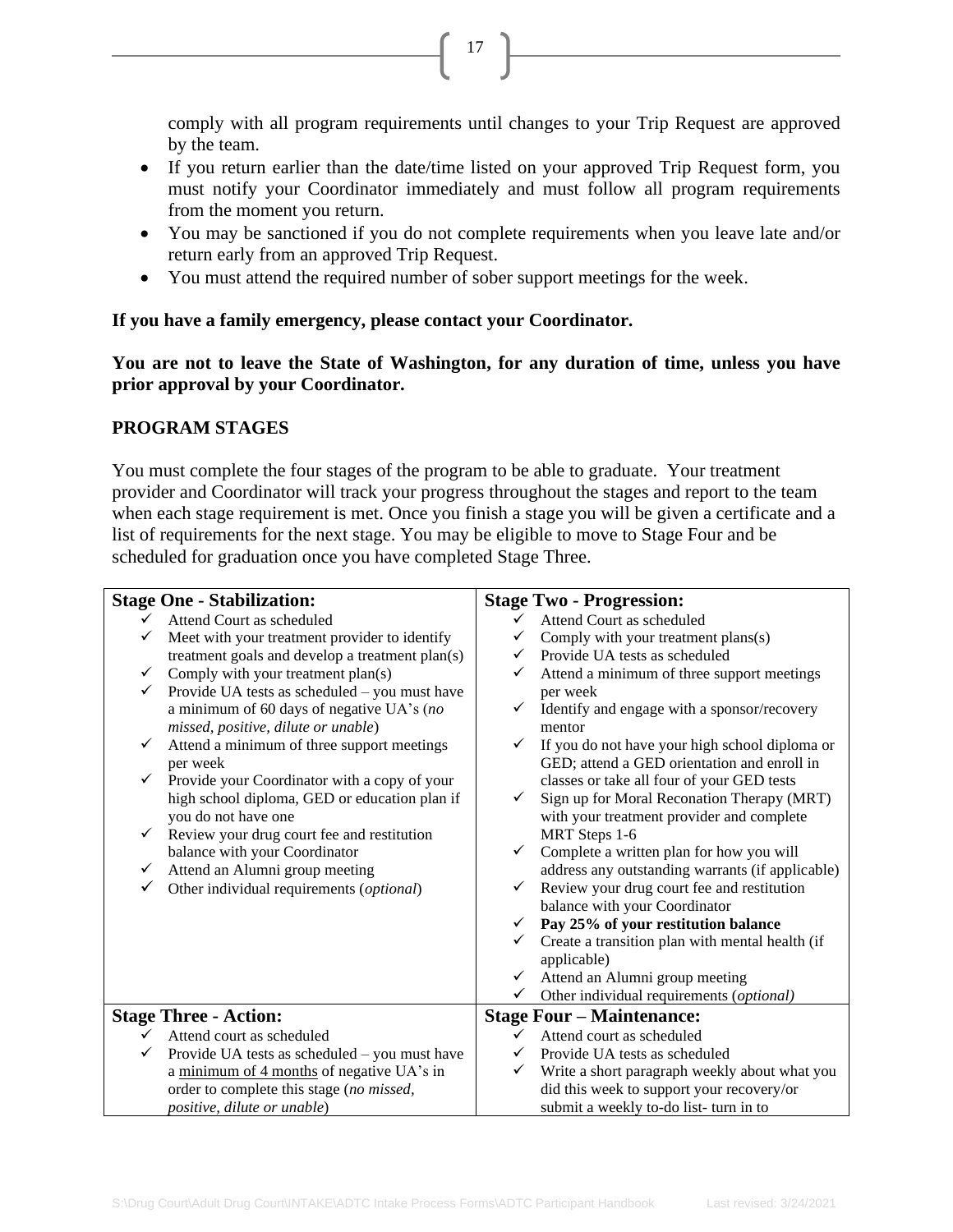comply with all program requirements until changes to your Trip Request are approved by the team.

- If you return earlier than the date/time listed on your approved Trip Request form, you must notify your Coordinator immediately and must follow all program requirements from the moment you return.
- You may be sanctioned if you do not complete requirements when you leave late and/or return early from an approved Trip Request.
- You must attend the required number of sober support meetings for the week.

**If you have a family emergency, please contact your Coordinator.**

**You are not to leave the State of Washington, for any duration of time, unless you have prior approval by your Coordinator.**

## PROGRAM STAGES

You must complete the four stages of the program to be able to graduate. Your treatment provider and Coordinator will track your progress throughout the stages and report to the team when each stage requirement is met. Once you finish a stage you will be given a certificate and a list of requirements for the next stage. You may be eligible to move to Stage Four and be scheduled for graduation once you have completed Stage Three.

| **Stage One - Stabilization:** | **Stage Two - Progression:** |
|---|---|
| ✓ Attend Court as scheduled<br>✓ Meet with your treatment provider to identify treatment goals and develop a treatment plan(s)<br>✓ Comply with your treatment plan(s)<br>✓ Provide UA tests as scheduled – you must have a minimum of 60 days of negative UA's (*no missed, positive, dilute or unable*)<br>✓ Attend a minimum of three support meetings per week<br>✓ Provide your Coordinator with a copy of your high school diploma, GED or education plan if you do not have one<br>✓ Review your drug court fee and restitution balance with your Coordinator<br>✓ Attend an Alumni group meeting<br>✓ Other individual requirements (*optional*) | ✓ Attend Court as scheduled<br>✓ Comply with your treatment plans(s)<br>✓ Provide UA tests as scheduled<br>✓ Attend a minimum of three support meetings per week<br>✓ Identify and engage with a sponsor/recovery mentor<br>✓ If you do not have your high school diploma or GED; attend a GED orientation and enroll in classes or take all four of your GED tests<br>✓ Sign up for Moral Reconation Therapy (MRT) with your treatment provider and complete MRT Steps 1-6<br>✓ Complete a written plan for how you will address any outstanding warrants (if applicable)<br>✓ Review your drug court fee and restitution balance with your Coordinator<br>✓ **Pay 25% of your restitution balance**<br>✓ Create a transition plan with mental health (if applicable)<br>✓ Attend an Alumni group meeting<br>✓ Other individual requirements (*optional)* |
| **Stage Three - Action:** | **Stage Four – Maintenance:** |
| ✓ Attend court as scheduled<br>✓ Provide UA tests as scheduled – you must have a <u>minimum of 4 months</u> of negative UA's in order to complete this stage (*no missed, positive, dilute or unable*) | ✓ Attend court as scheduled<br>✓ Provide UA tests as scheduled<br>✓ Write a short paragraph weekly about what you did this week to support your recovery/or submit a weekly to-do list- turn in to |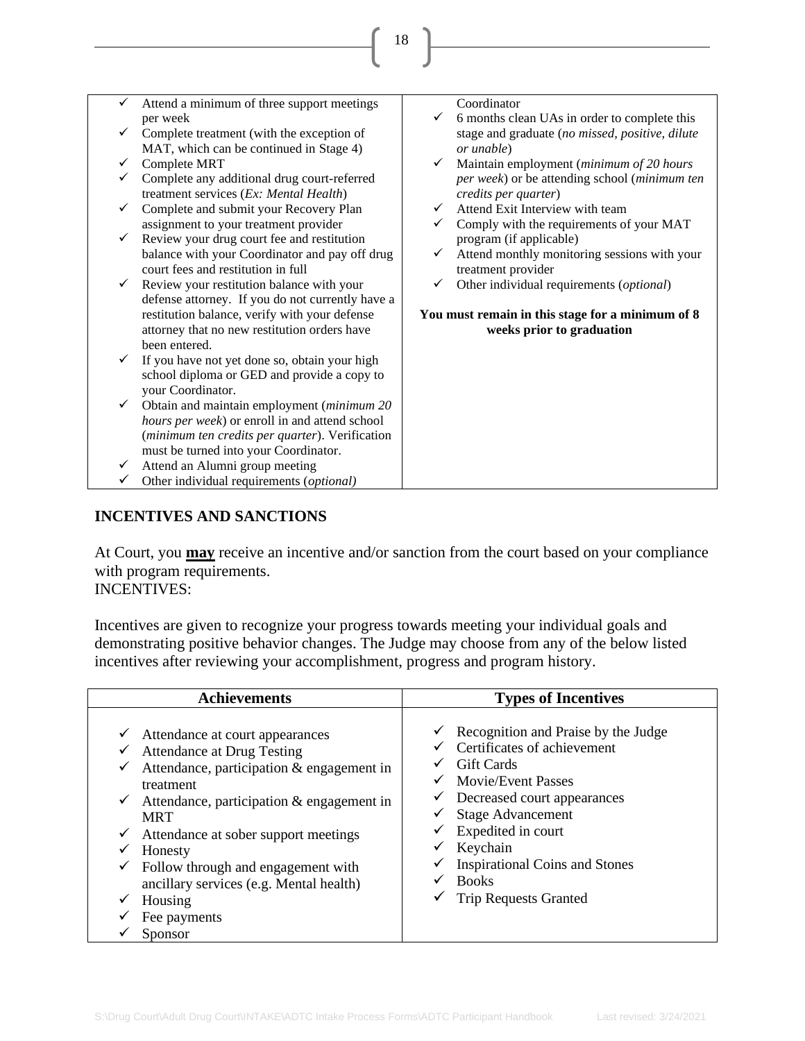| | |
|---|---|
| ✓ Attend a minimum of three support meetings per week<br>✓ Complete treatment (with the exception of MAT, which can be continued in Stage 4)<br>✓ Complete MRT<br>✓ Complete any additional drug court-referred treatment services (*Ex: Mental Health*)<br>✓ Complete and submit your Recovery Plan assignment to your treatment provider<br>✓ Review your drug court fee and restitution balance with your Coordinator and pay off drug court fees and restitution in full<br>✓ Review your restitution balance with your defense attorney. If you do not currently have a restitution balance, verify with your defense attorney that no new restitution orders have been entered.<br>✓ If you have not yet done so, obtain your high school diploma or GED and provide a copy to your Coordinator.<br>✓ Obtain and maintain employment (*minimum 20 hours per week*) or enroll in and attend school (*minimum ten credits per quarter*). Verification must be turned into your Coordinator.<br>✓ Attend an Alumni group meeting<br>✓ Other individual requirements (*optional)* | Coordinator<br>✓ 6 months clean UAs in order to complete this stage and graduate (*no missed, positive, dilute or unable*)<br>✓ Maintain employment (*minimum of 20 hours per week*) or be attending school (*minimum ten credits per quarter*)<br>✓ Attend Exit Interview with team<br>✓ Comply with the requirements of your MAT program (if applicable)<br>✓ Attend monthly monitoring sessions with your treatment provider<br>✓ Other individual requirements (*optional*)<br><br>**You must remain in this stage for a minimum of 8 weeks prior to graduation** |

## INCENTIVES AND SANCTIONS

At Court, you **may** receive an incentive and/or sanction from the court based on your compliance with program requirements.
INCENTIVES:

Incentives are given to recognize your progress towards meeting your individual goals and demonstrating positive behavior changes. The Judge may choose from any of the below listed incentives after reviewing your accomplishment, progress and program history.

| Achievements | Types of Incentives |
|---|---|
| ✓ Attendance at court appearances<br>✓ Attendance at Drug Testing<br>✓ Attendance, participation & engagement in treatment<br>✓ Attendance, participation & engagement in MRT<br>✓ Attendance at sober support meetings<br>✓ Honesty<br>✓ Follow through and engagement with ancillary services (e.g. Mental health)<br>✓ Housing<br>✓ Fee payments<br>✓ Sponsor | ✓ Recognition and Praise by the Judge<br>✓ Certificates of achievement<br>✓ Gift Cards<br>✓ Movie/Event Passes<br>✓ Decreased court appearances<br>✓ Stage Advancement<br>✓ Expedited in court<br>✓ Keychain<br>✓ Inspirational Coins and Stones<br>✓ Books<br>✓ Trip Requests Granted |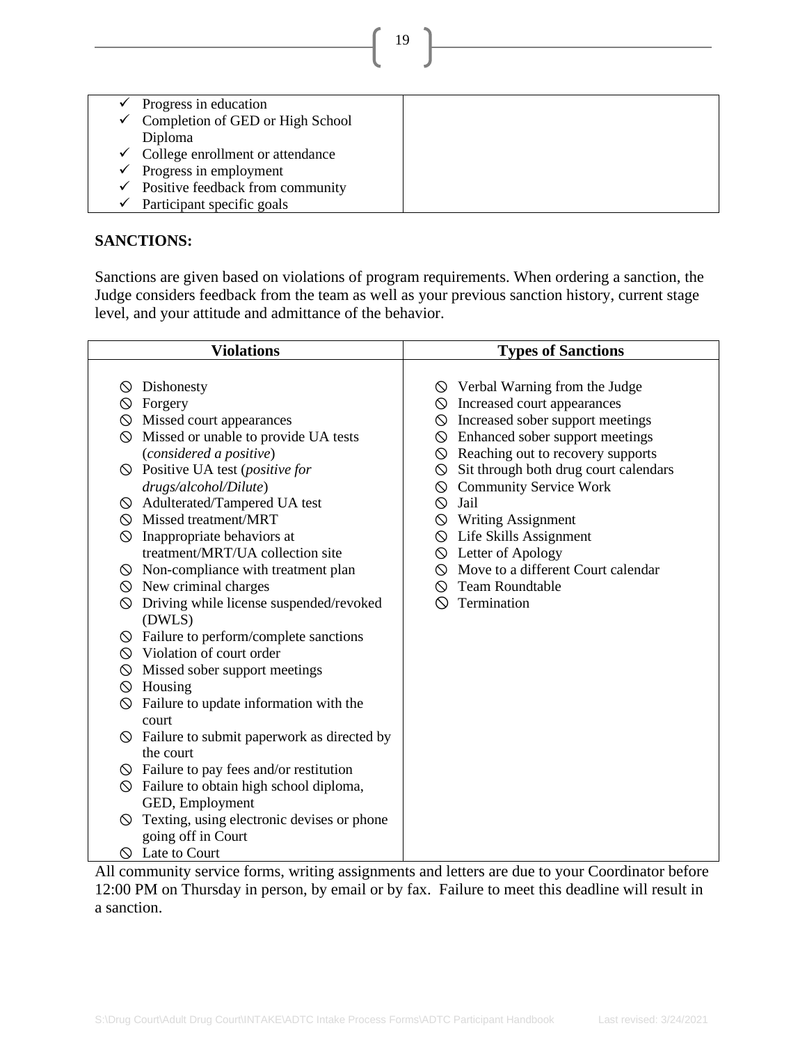| | |
|---|---|
| ✓ Progress in education<br>✓ Completion of GED or High School Diploma<br>✓ College enrollment or attendance<br>✓ Progress in employment<br>✓ Positive feedback from community<br>✓ Participant specific goals | |

**SANCTIONS:**

Sanctions are given based on violations of program requirements. When ordering a sanction, the Judge considers feedback from the team as well as your previous sanction history, current stage level, and your attitude and admittance of the behavior.

| Violations | Types of Sanctions |
|---|---|
| ⃠ Dishonesty<br>⃠ Forgery<br>⃠ Missed court appearances<br>⃠ Missed or unable to provide UA tests (*considered a positive*)<br>⃠ Positive UA test (*positive for drugs/alcohol/Dilute*)<br>⃠ Adulterated/Tampered UA test<br>⃠ Missed treatment/MRT<br>⃠ Inappropriate behaviors at treatment/MRT/UA collection site<br>⃠ Non-compliance with treatment plan<br>⃠ New criminal charges<br>⃠ Driving while license suspended/revoked (DWLS)<br>⃠ Failure to perform/complete sanctions<br>⃠ Violation of court order<br>⃠ Missed sober support meetings<br>⃠ Housing<br>⃠ Failure to update information with the court<br>⃠ Failure to submit paperwork as directed by the court<br>⃠ Failure to pay fees and/or restitution<br>⃠ Failure to obtain high school diploma, GED, Employment<br>⃠ Texting, using electronic devises or phone going off in Court<br>⃠ Late to Court | ⃠ Verbal Warning from the Judge<br>⃠ Increased court appearances<br>⃠ Increased sober support meetings<br>⃠ Enhanced sober support meetings<br>⃠ Reaching out to recovery supports<br>⃠ Sit through both drug court calendars<br>⃠ Community Service Work<br>⃠ Jail<br>⃠ Writing Assignment<br>⃠ Life Skills Assignment<br>⃠ Letter of Apology<br>⃠ Move to a different Court calendar<br>⃠ Team Roundtable<br>⃠ Termination |

All community service forms, writing assignments and letters are due to your Coordinator before 12:00 PM on Thursday in person, by email or by fax. Failure to meet this deadline will result in a sanction.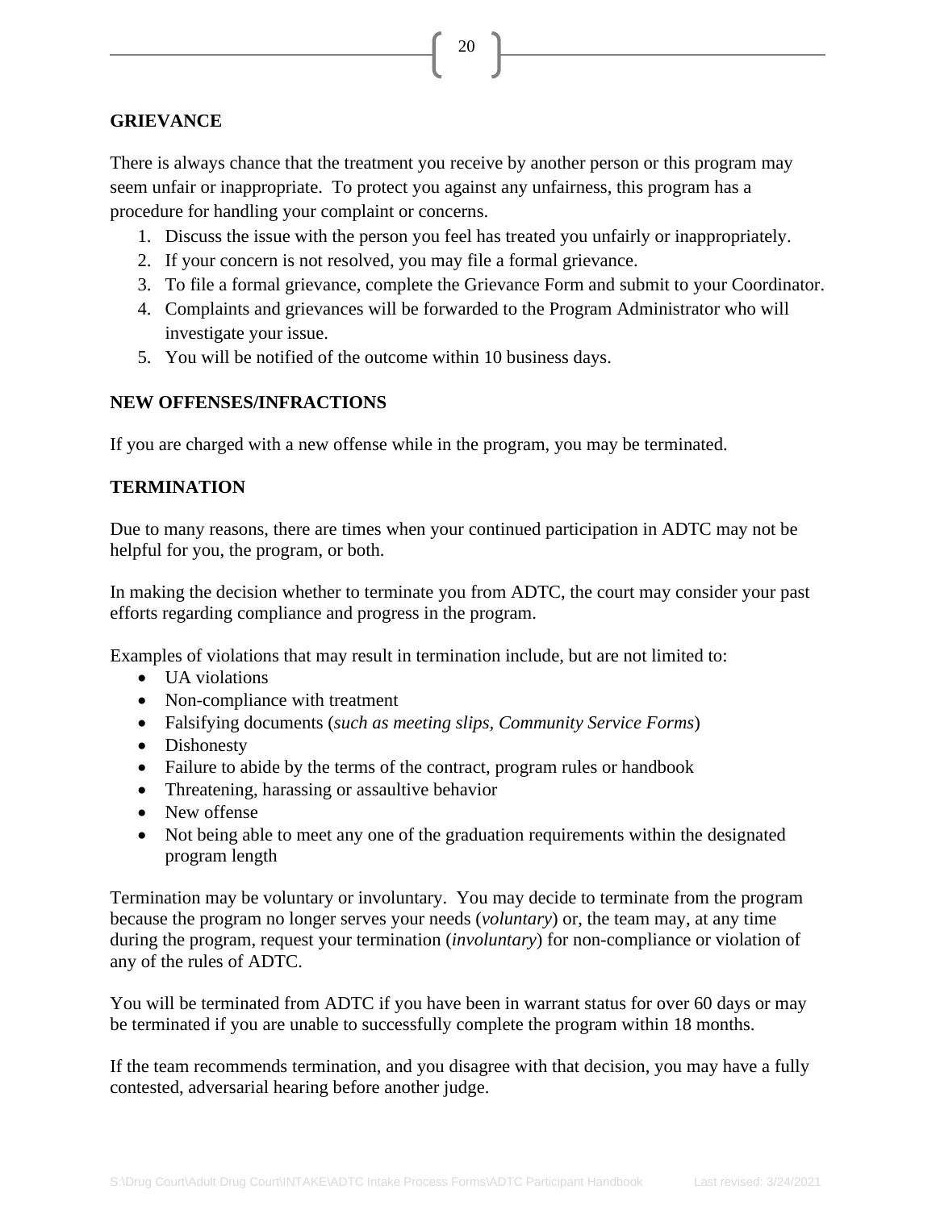## GRIEVANCE

There is always chance that the treatment you receive by another person or this program may seem unfair or inappropriate. To protect you against any unfairness, this program has a procedure for handling your complaint or concerns.

1. Discuss the issue with the person you feel has treated you unfairly or inappropriately.
2. If your concern is not resolved, you may file a formal grievance.
3. To file a formal grievance, complete the Grievance Form and submit to your Coordinator.
4. Complaints and grievances will be forwarded to the Program Administrator who will investigate your issue.
5. You will be notified of the outcome within 10 business days.

## NEW OFFENSES/INFRACTIONS

If you are charged with a new offense while in the program, you may be terminated.

## TERMINATION

Due to many reasons, there are times when your continued participation in ADTC may not be helpful for you, the program, or both.

In making the decision whether to terminate you from ADTC, the court may consider your past efforts regarding compliance and progress in the program.

Examples of violations that may result in termination include, but are not limited to:

- UA violations
- Non-compliance with treatment
- Falsifying documents (*such as meeting slips, Community Service Forms*)
- Dishonesty
- Failure to abide by the terms of the contract, program rules or handbook
- Threatening, harassing or assaultive behavior
- New offense
- Not being able to meet any one of the graduation requirements within the designated program length

Termination may be voluntary or involuntary. You may decide to terminate from the program because the program no longer serves your needs (*voluntary*) or, the team may, at any time during the program, request your termination (*involuntary*) for non-compliance or violation of any of the rules of ADTC.

You will be terminated from ADTC if you have been in warrant status for over 60 days or may be terminated if you are unable to successfully complete the program within 18 months.

If the team recommends termination, and you disagree with that decision, you may have a fully contested, adversarial hearing before another judge.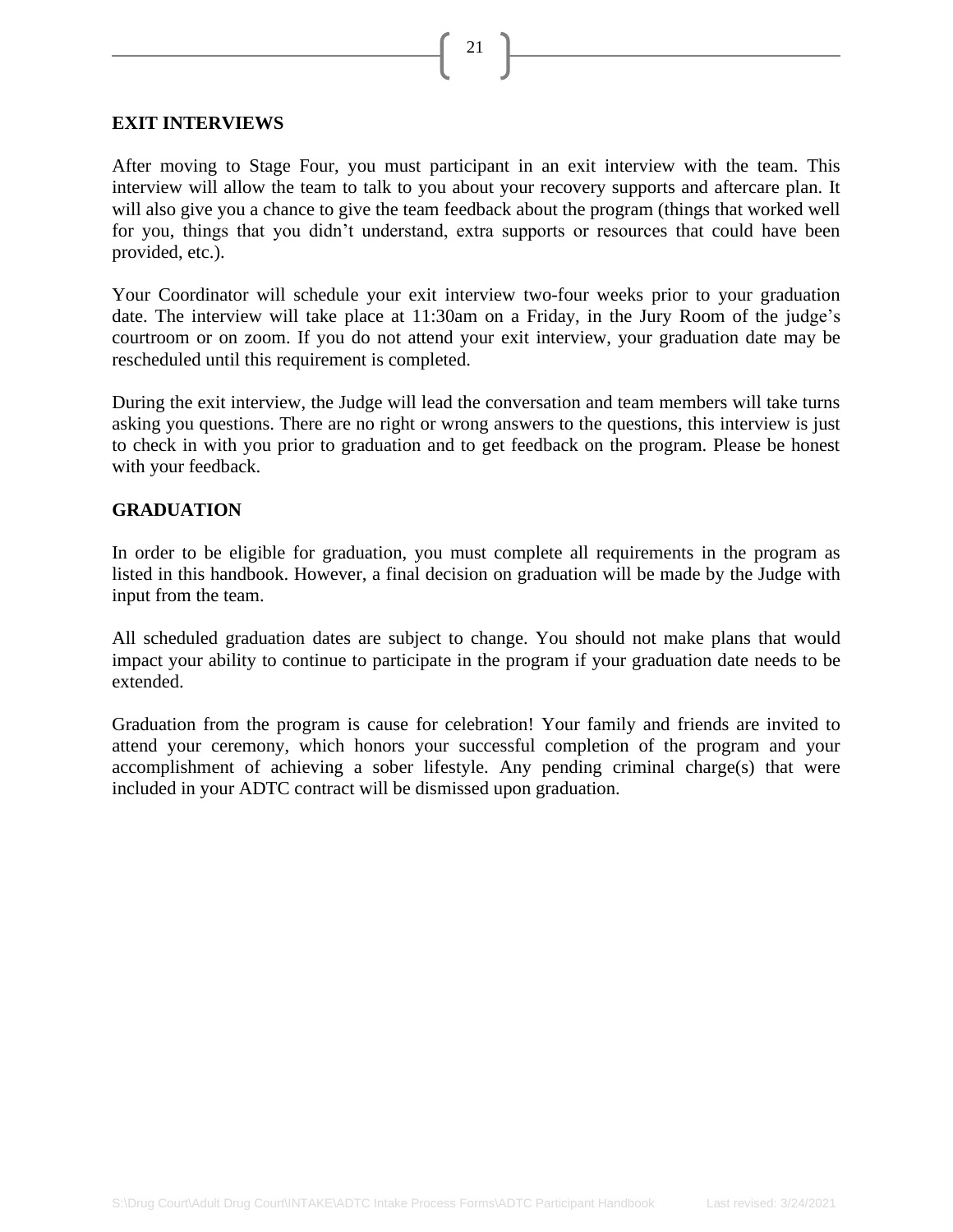## EXIT INTERVIEWS

After moving to Stage Four, you must participant in an exit interview with the team. This interview will allow the team to talk to you about your recovery supports and aftercare plan. It will also give you a chance to give the team feedback about the program (things that worked well for you, things that you didn't understand, extra supports or resources that could have been provided, etc.).

Your Coordinator will schedule your exit interview two-four weeks prior to your graduation date. The interview will take place at 11:30am on a Friday, in the Jury Room of the judge's courtroom or on zoom. If you do not attend your exit interview, your graduation date may be rescheduled until this requirement is completed.

During the exit interview, the Judge will lead the conversation and team members will take turns asking you questions. There are no right or wrong answers to the questions, this interview is just to check in with you prior to graduation and to get feedback on the program. Please be honest with your feedback.

## GRADUATION

In order to be eligible for graduation, you must complete all requirements in the program as listed in this handbook. However, a final decision on graduation will be made by the Judge with input from the team.

All scheduled graduation dates are subject to change. You should not make plans that would impact your ability to continue to participate in the program if your graduation date needs to be extended.

Graduation from the program is cause for celebration! Your family and friends are invited to attend your ceremony, which honors your successful completion of the program and your accomplishment of achieving a sober lifestyle. Any pending criminal charge(s) that were included in your ADTC contract will be dismissed upon graduation.